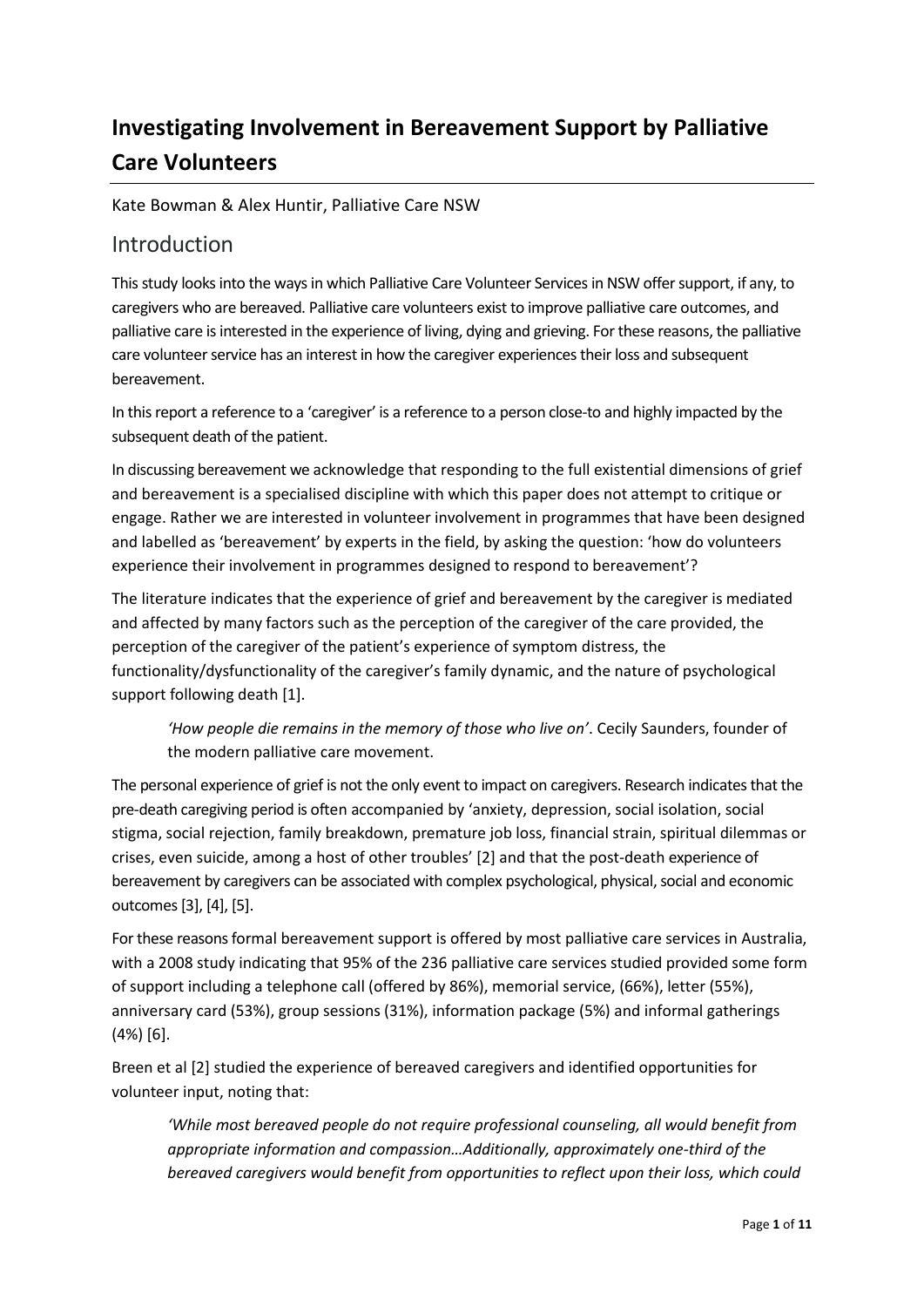# Investigating Involvement in Bereavement Support by Palliative Care Volunteers

Kate Bowman & Alex Huntir, Palliative Care NSW

## Introduction

This study looks into the ways in which Palliative Care Volunteer Services in NSW offer support, if any, to caregivers who are bereaved. Palliative care volunteers exist to improve palliative care outcomes, and palliative care is interested in the experience of living, dying and grieving. For these reasons, the palliative care volunteer service has an interest in how the caregiver experiences their loss and subsequent bereavement.

In this report a reference to a 'caregiver' is a reference to a person close-to and highly impacted by the subsequent death of the patient.

In discussing bereavement we acknowledge that responding to the full existential dimensions of grief and bereavement is a specialised discipline with which this paper does not attempt to critique or engage. Rather we are interested in volunteer involvement in programmes that have been designed and labelled as 'bereavement' by experts in the field, by asking the question: 'how do volunteers experience their involvement in programmes designed to respond to bereavement'?

The literature indicates that the experience of grief and bereavement by the caregiver is mediated and affected by many factors such as the perception of the caregiver of the care provided, the perception of the caregiver of the patient's experience of symptom distress, the functionality/dysfunctionality of the caregiver's family dynamic, and the nature of psychological support following death [1].

> *'How people die remains in the memory of those who live on'*. Cecily Saunders, founder of the modern palliative care movement.

The personal experience of grief is not the only event to impact on caregivers. Research indicates that the pre-death caregiving period is often accompanied by 'anxiety, depression, social isolation, social stigma, social rejection, family breakdown, premature job loss, financial strain, spiritual dilemmas or crises, even suicide, among a host of other troubles' [2] and that the post-death experience of bereavement by caregivers can be associated with complex psychological, physical, social and economic outcomes [3], [4], [5].

For these reasons formal bereavement support is offered by most palliative care services in Australia, with a 2008 study indicating that 95% of the 236 palliative care services studied provided some form of support including a telephone call (offered by 86%), memorial service, (66%), letter (55%), anniversary card (53%), group sessions (31%), information package (5%) and informal gatherings (4%) [6].

Breen et al [2] studied the experience of bereaved caregivers and identified opportunities for volunteer input, noting that:

> *'While most bereaved people do not require professional counseling, all would benefit from appropriate information and compassion…Additionally, approximately one-third of the bereaved caregivers would benefit from opportunities to reflect upon their loss, which could*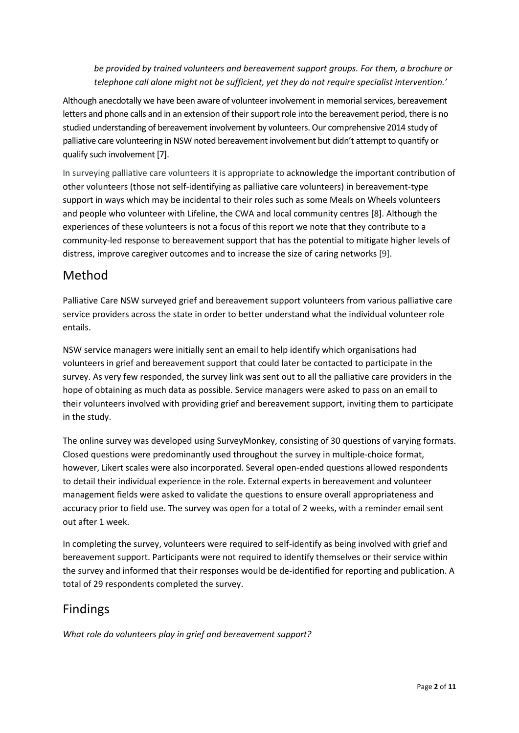*be provided by trained volunteers and bereavement support groups. For them, a brochure or telephone call alone might not be sufficient, yet they do not require specialist intervention.'*

Although anecdotally we have been aware of volunteer involvement in memorial services, bereavement letters and phone calls and in an extension of their support role into the bereavement period, there is no studied understanding of bereavement involvement by volunteers. Our comprehensive 2014 study of palliative care volunteering in NSW noted bereavement involvement but didn't attempt to quantify or qualify such involvement [7].

In surveying palliative care volunteers it is appropriate to acknowledge the important contribution of other volunteers (those not self-identifying as palliative care volunteers) in bereavement-type support in ways which may be incidental to their roles such as some Meals on Wheels volunteers and people who volunteer with Lifeline, the CWA and local community centres [8]. Although the experiences of these volunteers is not a focus of this report we note that they contribute to a community-led response to bereavement support that has the potential to mitigate higher levels of distress, improve caregiver outcomes and to increase the size of caring networks [9].

## Method

Palliative Care NSW surveyed grief and bereavement support volunteers from various palliative care service providers across the state in order to better understand what the individual volunteer role entails.

NSW service managers were initially sent an email to help identify which organisations had volunteers in grief and bereavement support that could later be contacted to participate in the survey. As very few responded, the survey link was sent out to all the palliative care providers in the hope of obtaining as much data as possible. Service managers were asked to pass on an email to their volunteers involved with providing grief and bereavement support, inviting them to participate in the study.

The online survey was developed using SurveyMonkey, consisting of 30 questions of varying formats. Closed questions were predominantly used throughout the survey in multiple-choice format, however, Likert scales were also incorporated. Several open-ended questions allowed respondents to detail their individual experience in the role. External experts in bereavement and volunteer management fields were asked to validate the questions to ensure overall appropriateness and accuracy prior to field use. The survey was open for a total of 2 weeks, with a reminder email sent out after 1 week.

In completing the survey, volunteers were required to self-identify as being involved with grief and bereavement support. Participants were not required to identify themselves or their service within the survey and informed that their responses would be de-identified for reporting and publication. A total of 29 respondents completed the survey.

## Findings

*What role do volunteers play in grief and bereavement support?*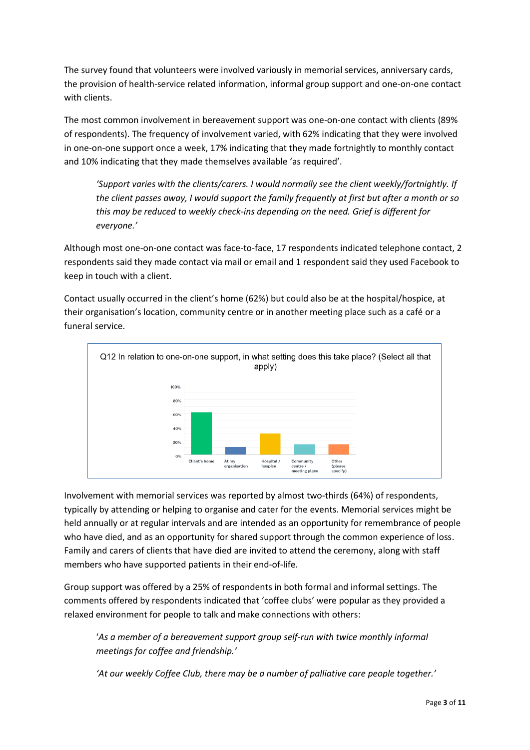The survey found that volunteers were involved variously in memorial services, anniversary cards, the provision of health-service related information, informal group support and one-on-one contact with clients.

The most common involvement in bereavement support was one-on-one contact with clients (89% of respondents). The frequency of involvement varied, with 62% indicating that they were involved in one-on-one support once a week, 17% indicating that they made fortnightly to monthly contact and 10% indicating that they made themselves available 'as required'.

> *'Support varies with the clients/carers. I would normally see the client weekly/fortnightly. If the client passes away, I would support the family frequently at first but after a month or so this may be reduced to weekly check-ins depending on the need. Grief is different for everyone.'*

Although most one-on-one contact was face-to-face, 17 respondents indicated telephone contact, 2 respondents said they made contact via mail or email and 1 respondent said they used Facebook to keep in touch with a client.

Contact usually occurred in the client's home (62%) but could also be at the hospital/hospice, at their organisation's location, community centre or in another meeting place such as a café or a funeral service.

Q12 In relation to one-on-one support, in what setting does this take place? (Select all that apply)

Involvement with memorial services was reported by almost two-thirds (64%) of respondents, typically by attending or helping to organise and cater for the events. Memorial services might be held annually or at regular intervals and are intended as an opportunity for remembrance of people who have died, and as an opportunity for shared support through the common experience of loss. Family and carers of clients that have died are invited to attend the ceremony, along with staff members who have supported patients in their end-of-life.

Group support was offered by a 25% of respondents in both formal and informal settings. The comments offered by respondents indicated that 'coffee clubs' were popular as they provided a relaxed environment for people to talk and make connections with others:

> *'As a member of a bereavement support group self-run with twice monthly informal meetings for coffee and friendship.'*

> *'At our weekly Coffee Club, there may be a number of palliative care people together.'*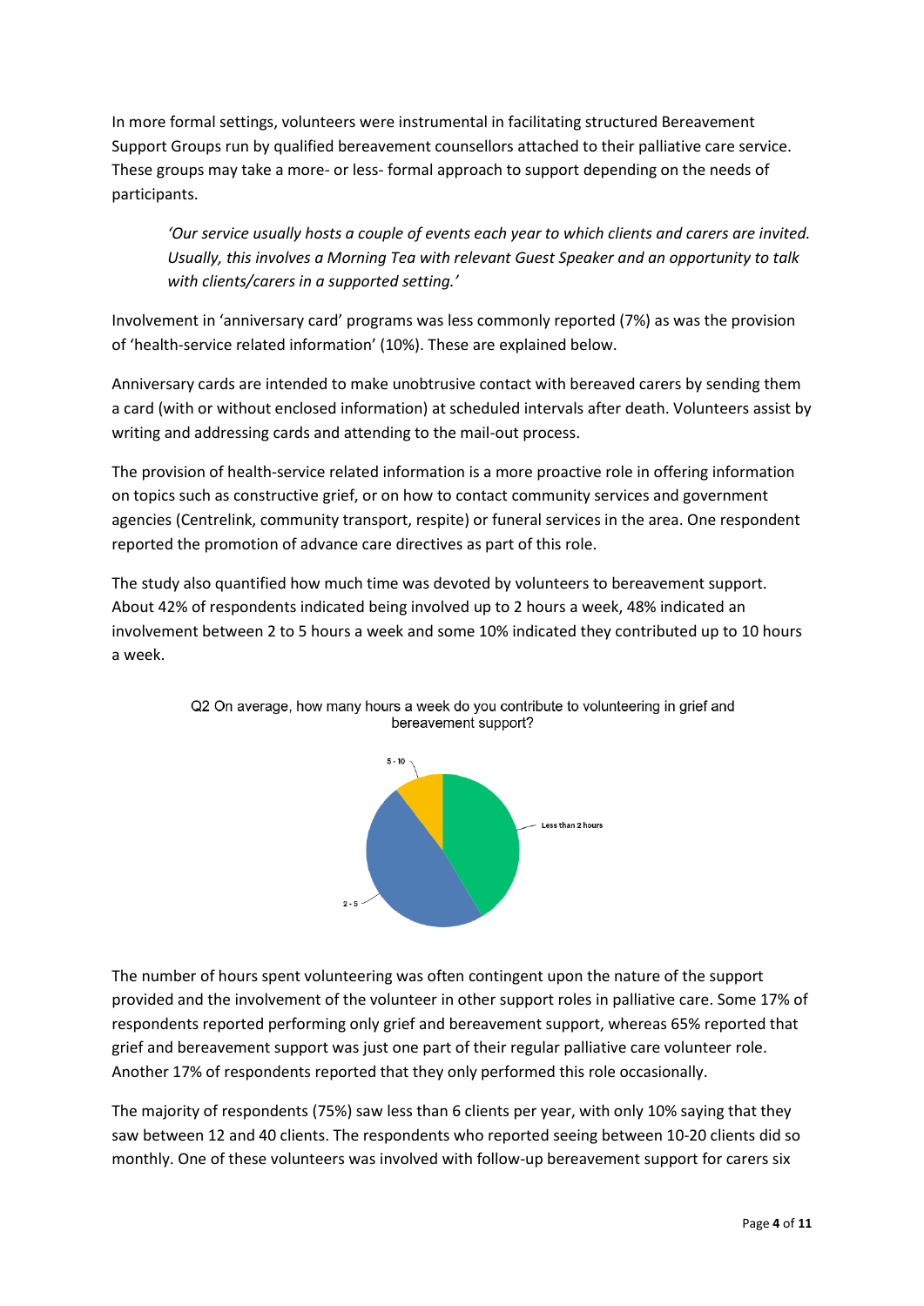In more formal settings, volunteers were instrumental in facilitating structured Bereavement Support Groups run by qualified bereavement counsellors attached to their palliative care service. These groups may take a more- or less- formal approach to support depending on the needs of participants.

> *'Our service usually hosts a couple of events each year to which clients and carers are invited. Usually, this involves a Morning Tea with relevant Guest Speaker and an opportunity to talk with clients/carers in a supported setting.'*

Involvement in 'anniversary card' programs was less commonly reported (7%) as was the provision of 'health-service related information' (10%). These are explained below.

Anniversary cards are intended to make unobtrusive contact with bereaved carers by sending them a card (with or without enclosed information) at scheduled intervals after death. Volunteers assist by writing and addressing cards and attending to the mail-out process.

The provision of health-service related information is a more proactive role in offering information on topics such as constructive grief, or on how to contact community services and government agencies (Centrelink, community transport, respite) or funeral services in the area. One respondent reported the promotion of advance care directives as part of this role.

The study also quantified how much time was devoted by volunteers to bereavement support. About 42% of respondents indicated being involved up to 2 hours a week, 48% indicated an involvement between 2 to 5 hours a week and some 10% indicated they contributed up to 10 hours a week.

Q2 On average, how many hours a week do you contribute to volunteering in grief and bereavement support?

Less than 2 hours

2 - 5

5 - 10

The number of hours spent volunteering was often contingent upon the nature of the support provided and the involvement of the volunteer in other support roles in palliative care. Some 17% of respondents reported performing only grief and bereavement support, whereas 65% reported that grief and bereavement support was just one part of their regular palliative care volunteer role. Another 17% of respondents reported that they only performed this role occasionally.

The majority of respondents (75%) saw less than 6 clients per year, with only 10% saying that they saw between 12 and 40 clients. The respondents who reported seeing between 10-20 clients did so monthly. One of these volunteers was involved with follow-up bereavement support for carers six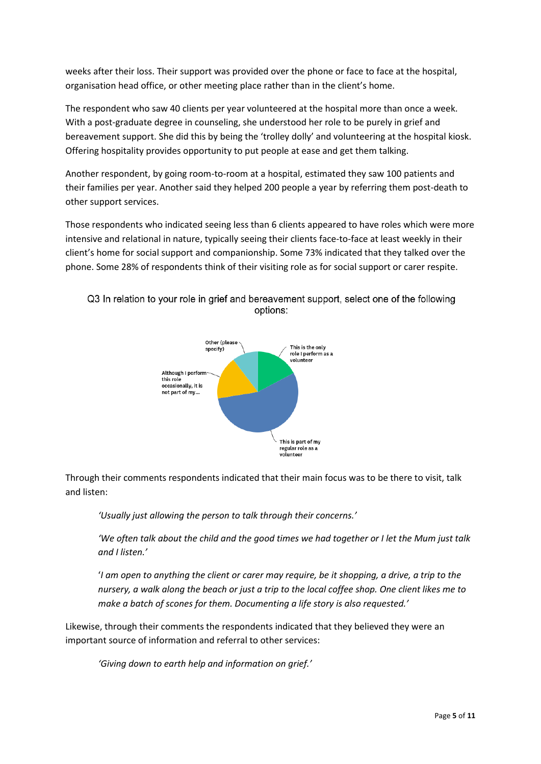weeks after their loss. Their support was provided over the phone or face to face at the hospital, organisation head office, or other meeting place rather than in the client's home.

The respondent who saw 40 clients per year volunteered at the hospital more than once a week. With a post-graduate degree in counseling, she understood her role to be purely in grief and bereavement support. She did this by being the 'trolley dolly' and volunteering at the hospital kiosk. Offering hospitality provides opportunity to put people at ease and get them talking.

Another respondent, by going room-to-room at a hospital, estimated they saw 100 patients and their families per year. Another said they helped 200 people a year by referring them post-death to other support services.

Those respondents who indicated seeing less than 6 clients appeared to have roles which were more intensive and relational in nature, typically seeing their clients face-to-face at least weekly in their client's home for social support and companionship. Some 73% indicated that they talked over the phone. Some 28% of respondents think of their visiting role as for social support or carer respite.

Q3 In relation to your role in grief and bereavement support, select one of the following options:

Other (please specify)

This is the only role I perform as a volunteer

Although I perform this role occasionally, it is not part of my...

This is part of my regular role as a volunteer

Through their comments respondents indicated that their main focus was to be there to visit, talk and listen:

> *'Usually just allowing the person to talk through their concerns.'*
>
> *'We often talk about the child and the good times we had together or I let the Mum just talk and I listen.'*
>
> *'I am open to anything the client or carer may require, be it shopping, a drive, a trip to the nursery, a walk along the beach or just a trip to the local coffee shop. One client likes me to make a batch of scones for them. Documenting a life story is also requested.'*

Likewise, through their comments the respondents indicated that they believed they were an important source of information and referral to other services:

> *'Giving down to earth help and information on grief.'*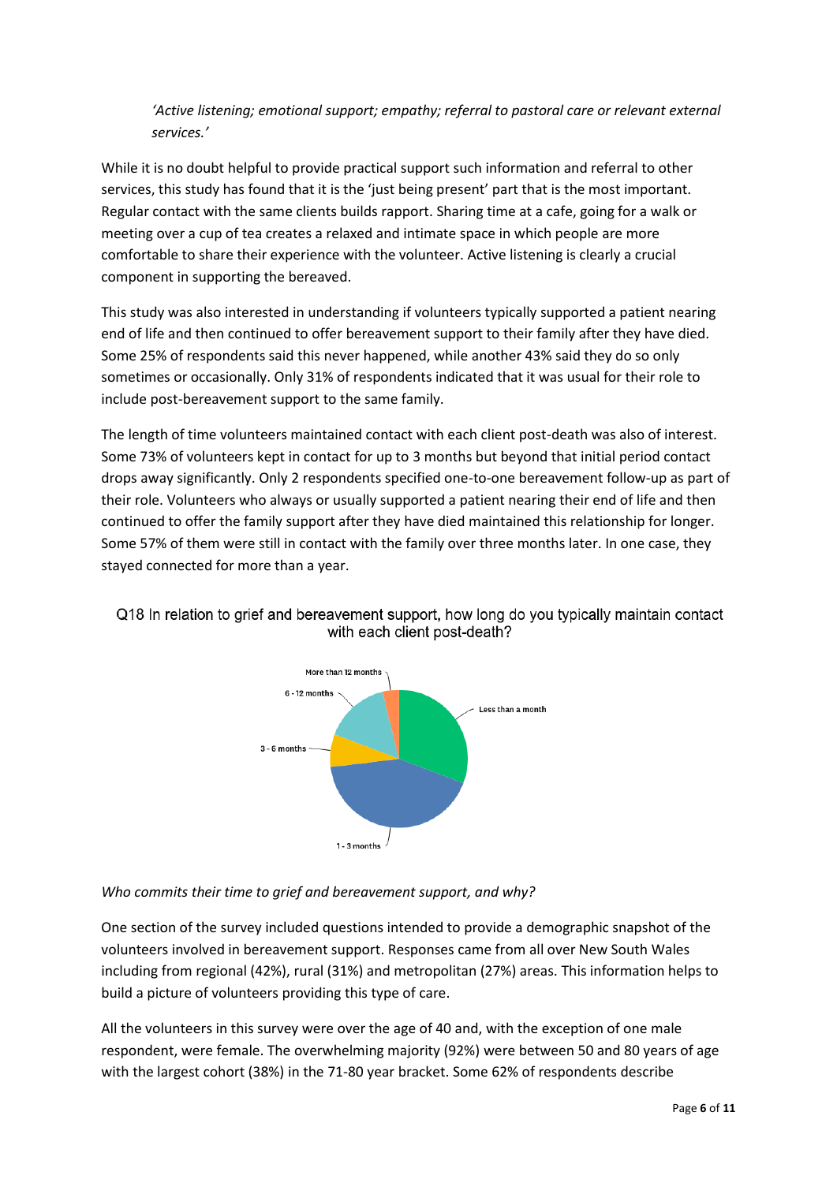*'Active listening; emotional support; empathy; referral to pastoral care or relevant external services.'*

While it is no doubt helpful to provide practical support such information and referral to other services, this study has found that it is the 'just being present' part that is the most important. Regular contact with the same clients builds rapport. Sharing time at a cafe, going for a walk or meeting over a cup of tea creates a relaxed and intimate space in which people are more comfortable to share their experience with the volunteer. Active listening is clearly a crucial component in supporting the bereaved.

This study was also interested in understanding if volunteers typically supported a patient nearing end of life and then continued to offer bereavement support to their family after they have died. Some 25% of respondents said this never happened, while another 43% said they do so only sometimes or occasionally. Only 31% of respondents indicated that it was usual for their role to include post-bereavement support to the same family.

The length of time volunteers maintained contact with each client post-death was also of interest. Some 73% of volunteers kept in contact for up to 3 months but beyond that initial period contact drops away significantly. Only 2 respondents specified one-to-one bereavement follow-up as part of their role. Volunteers who always or usually supported a patient nearing their end of life and then continued to offer the family support after they have died maintained this relationship for longer. Some 57% of them were still in contact with the family over three months later. In one case, they stayed connected for more than a year.

Q18 In relation to grief and bereavement support, how long do you typically maintain contact with each client post-death?

More than 12 months
6 - 12 months
3 - 6 months
Less than a month
1 - 3 months

*Who commits their time to grief and bereavement support, and why?*

One section of the survey included questions intended to provide a demographic snapshot of the volunteers involved in bereavement support. Responses came from all over New South Wales including from regional (42%), rural (31%) and metropolitan (27%) areas. This information helps to build a picture of volunteers providing this type of care.

All the volunteers in this survey were over the age of 40 and, with the exception of one male respondent, were female. The overwhelming majority (92%) were between 50 and 80 years of age with the largest cohort (38%) in the 71-80 year bracket. Some 62% of respondents describe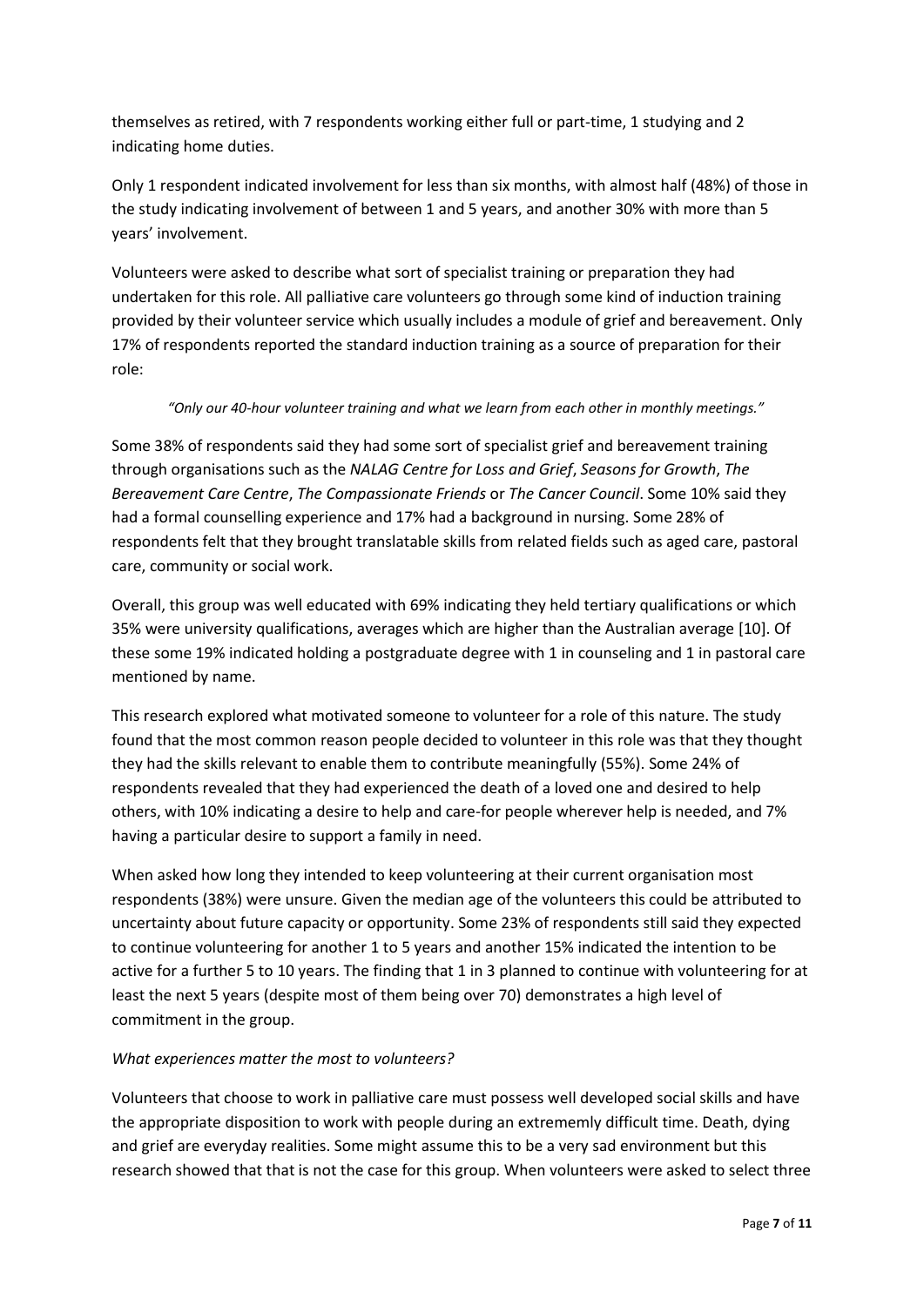themselves as retired, with 7 respondents working either full or part-time, 1 studying and 2 indicating home duties.

Only 1 respondent indicated involvement for less than six months, with almost half (48%) of those in the study indicating involvement of between 1 and 5 years, and another 30% with more than 5 years' involvement.

Volunteers were asked to describe what sort of specialist training or preparation they had undertaken for this role. All palliative care volunteers go through some kind of induction training provided by their volunteer service which usually includes a module of grief and bereavement. Only 17% of respondents reported the standard induction training as a source of preparation for their role:

> *"Only our 40-hour volunteer training and what we learn from each other in monthly meetings."*

Some 38% of respondents said they had some sort of specialist grief and bereavement training through organisations such as the *NALAG Centre for Loss and Grief*, *Seasons for Growth*, *The Bereavement Care Centre*, *The Compassionate Friends* or *The Cancer Council*. Some 10% said they had a formal counselling experience and 17% had a background in nursing. Some 28% of respondents felt that they brought translatable skills from related fields such as aged care, pastoral care, community or social work.

Overall, this group was well educated with 69% indicating they held tertiary qualifications or which 35% were university qualifications, averages which are higher than the Australian average [10]. Of these some 19% indicated holding a postgraduate degree with 1 in counseling and 1 in pastoral care mentioned by name.

This research explored what motivated someone to volunteer for a role of this nature. The study found that the most common reason people decided to volunteer in this role was that they thought they had the skills relevant to enable them to contribute meaningfully (55%). Some 24% of respondents revealed that they had experienced the death of a loved one and desired to help others, with 10% indicating a desire to help and care-for people wherever help is needed, and 7% having a particular desire to support a family in need.

When asked how long they intended to keep volunteering at their current organisation most respondents (38%) were unsure. Given the median age of the volunteers this could be attributed to uncertainty about future capacity or opportunity. Some 23% of respondents still said they expected to continue volunteering for another 1 to 5 years and another 15% indicated the intention to be active for a further 5 to 10 years. The finding that 1 in 3 planned to continue with volunteering for at least the next 5 years (despite most of them being over 70) demonstrates a high level of commitment in the group.

*What experiences matter the most to volunteers?*

Volunteers that choose to work in palliative care must possess well developed social skills and have the appropriate disposition to work with people during an extrememly difficult time. Death, dying and grief are everyday realities. Some might assume this to be a very sad environment but this research showed that that is not the case for this group. When volunteers were asked to select three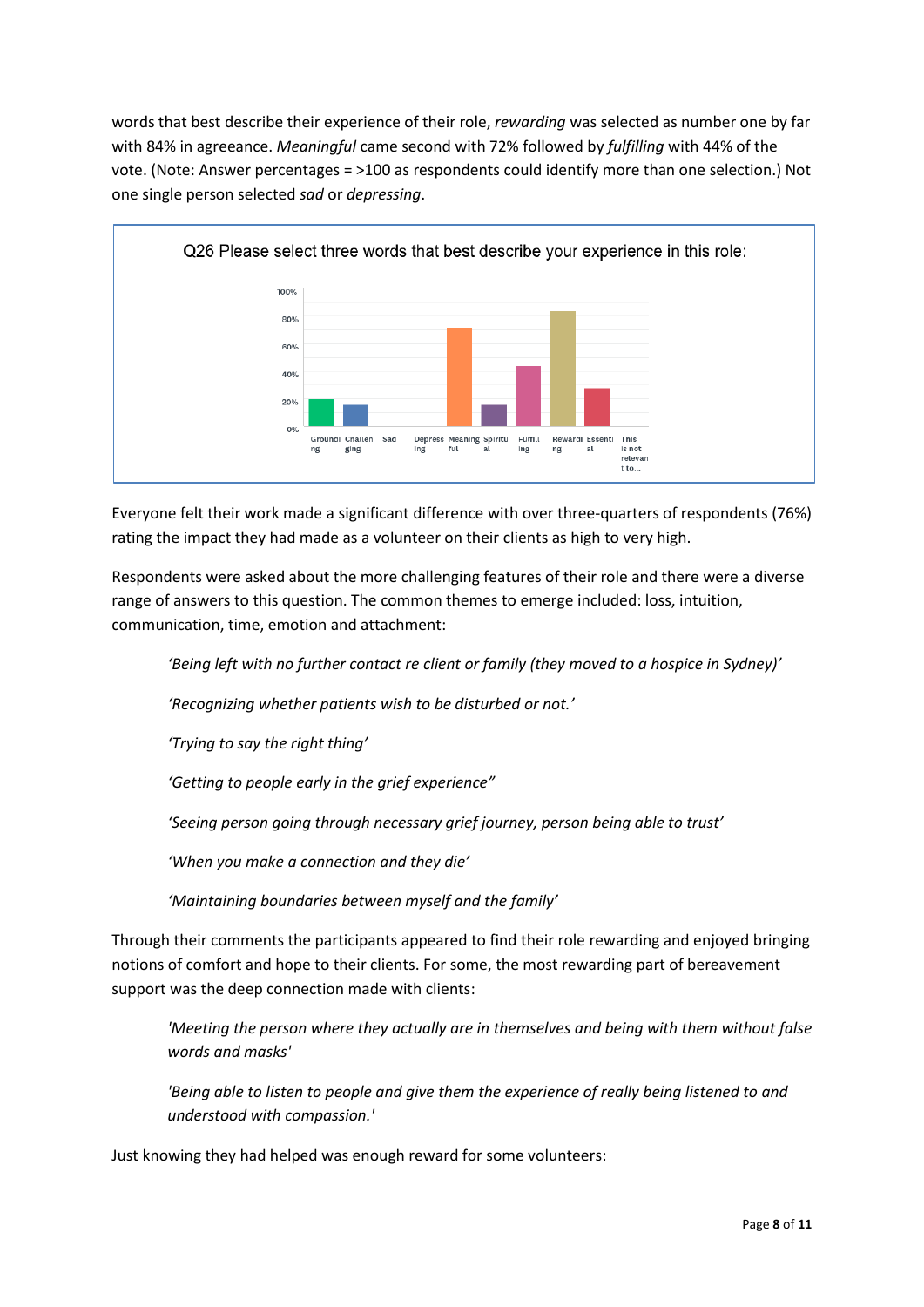words that best describe their experience of their role, *rewarding* was selected as number one by far with 84% in agreeance. *Meaningful* came second with 72% followed by *fulfilling* with 44% of the vote. (Note: Answer percentages = >100 as respondents could identify more than one selection.) Not one single person selected *sad* or *depressing*.

Q26 Please select three words that best describe your experience in this role:

Everyone felt their work made a significant difference with over three-quarters of respondents (76%) rating the impact they had made as a volunteer on their clients as high to very high.

Respondents were asked about the more challenging features of their role and there were a diverse range of answers to this question. The common themes to emerge included: loss, intuition, communication, time, emotion and attachment:

> *'Being left with no further contact re client or family (they moved to a hospice in Sydney)'*
>
> *'Recognizing whether patients wish to be disturbed or not.'*
>
> *'Trying to say the right thing'*
>
> *'Getting to people early in the grief experience"*
>
> *'Seeing person going through necessary grief journey, person being able to trust'*
>
> *'When you make a connection and they die'*
>
> *'Maintaining boundaries between myself and the family'*

Through their comments the participants appeared to find their role rewarding and enjoyed bringing notions of comfort and hope to their clients. For some, the most rewarding part of bereavement support was the deep connection made with clients:

> *'Meeting the person where they actually are in themselves and being with them without false words and masks'*
>
> *'Being able to listen to people and give them the experience of really being listened to and understood with compassion.'*

Just knowing they had helped was enough reward for some volunteers: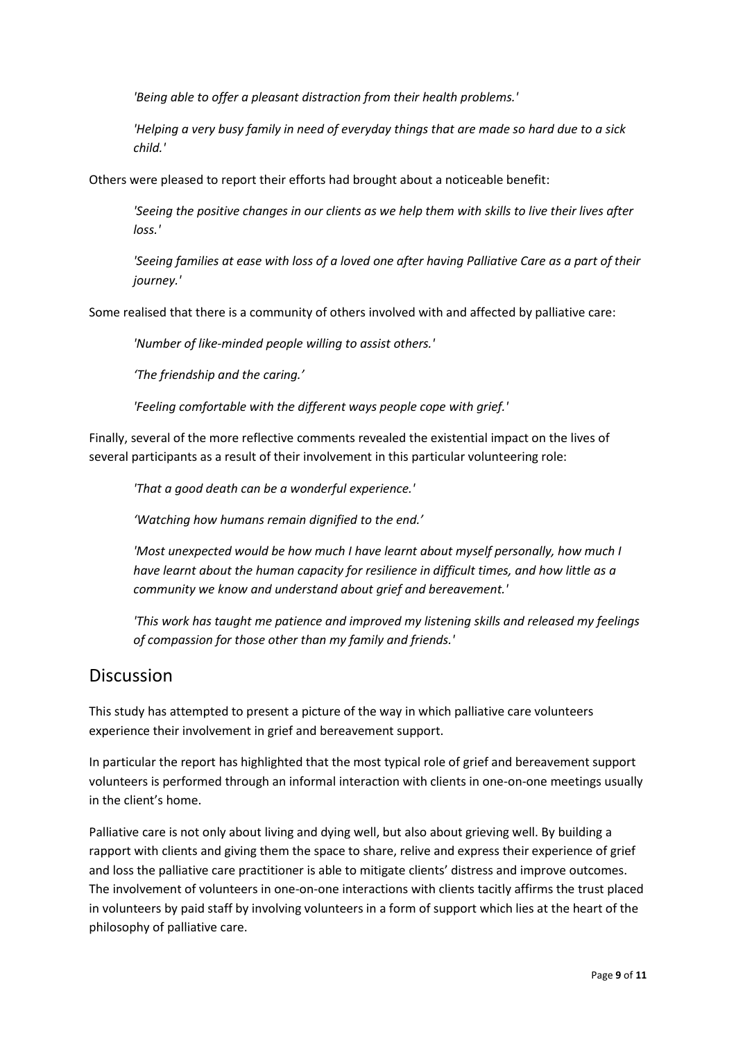*'Being able to offer a pleasant distraction from their health problems.'*

*'Helping a very busy family in need of everyday things that are made so hard due to a sick child.'*

Others were pleased to report their efforts had brought about a noticeable benefit:

*'Seeing the positive changes in our clients as we help them with skills to live their lives after loss.'*

*'Seeing families at ease with loss of a loved one after having Palliative Care as a part of their journey.'*

Some realised that there is a community of others involved with and affected by palliative care:

*'Number of like-minded people willing to assist others.'*

*'The friendship and the caring.'*

*'Feeling comfortable with the different ways people cope with grief.'*

Finally, several of the more reflective comments revealed the existential impact on the lives of several participants as a result of their involvement in this particular volunteering role:

*'That a good death can be a wonderful experience.'*

*'Watching how humans remain dignified to the end.'*

*'Most unexpected would be how much I have learnt about myself personally, how much I have learnt about the human capacity for resilience in difficult times, and how little as a community we know and understand about grief and bereavement.'*

*'This work has taught me patience and improved my listening skills and released my feelings of compassion for those other than my family and friends.'*

## Discussion

This study has attempted to present a picture of the way in which palliative care volunteers experience their involvement in grief and bereavement support.

In particular the report has highlighted that the most typical role of grief and bereavement support volunteers is performed through an informal interaction with clients in one-on-one meetings usually in the client's home.

Palliative care is not only about living and dying well, but also about grieving well. By building a rapport with clients and giving them the space to share, relive and express their experience of grief and loss the palliative care practitioner is able to mitigate clients' distress and improve outcomes. The involvement of volunteers in one-on-one interactions with clients tacitly affirms the trust placed in volunteers by paid staff by involving volunteers in a form of support which lies at the heart of the philosophy of palliative care.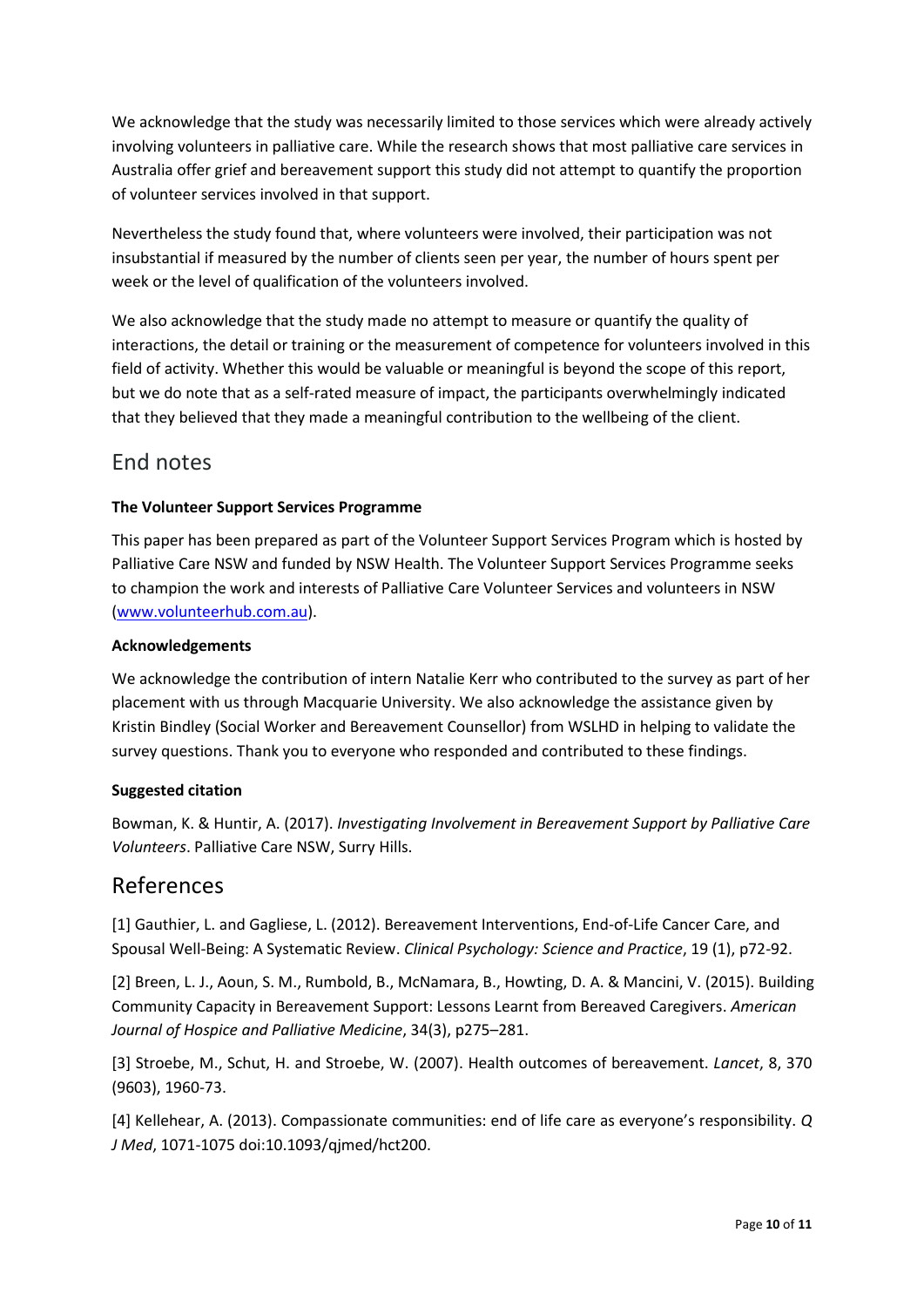We acknowledge that the study was necessarily limited to those services which were already actively involving volunteers in palliative care. While the research shows that most palliative care services in Australia offer grief and bereavement support this study did not attempt to quantify the proportion of volunteer services involved in that support.

Nevertheless the study found that, where volunteers were involved, their participation was not insubstantial if measured by the number of clients seen per year, the number of hours spent per week or the level of qualification of the volunteers involved.

We also acknowledge that the study made no attempt to measure or quantify the quality of interactions, the detail or training or the measurement of competence for volunteers involved in this field of activity. Whether this would be valuable or meaningful is beyond the scope of this report, but we do note that as a self-rated measure of impact, the participants overwhelmingly indicated that they believed that they made a meaningful contribution to the wellbeing of the client.

## End notes

**The Volunteer Support Services Programme**

This paper has been prepared as part of the Volunteer Support Services Program which is hosted by Palliative Care NSW and funded by NSW Health. The Volunteer Support Services Programme seeks to champion the work and interests of Palliative Care Volunteer Services and volunteers in NSW (www.volunteerhub.com.au).

**Acknowledgements**

We acknowledge the contribution of intern Natalie Kerr who contributed to the survey as part of her placement with us through Macquarie University. We also acknowledge the assistance given by Kristin Bindley (Social Worker and Bereavement Counsellor) from WSLHD in helping to validate the survey questions. Thank you to everyone who responded and contributed to these findings.

**Suggested citation**

Bowman, K. & Huntir, A. (2017). *Investigating Involvement in Bereavement Support by Palliative Care Volunteers*. Palliative Care NSW, Surry Hills.

## References

[1] Gauthier, L. and Gagliese, L. (2012). Bereavement Interventions, End-of-Life Cancer Care, and Spousal Well-Being: A Systematic Review. *Clinical Psychology: Science and Practice*, 19 (1), p72-92.

[2] Breen, L. J., Aoun, S. M., Rumbold, B., McNamara, B., Howting, D. A. & Mancini, V. (2015). Building Community Capacity in Bereavement Support: Lessons Learnt from Bereaved Caregivers. *American Journal of Hospice and Palliative Medicine*, 34(3), p275–281.

[3] Stroebe, M., Schut, H. and Stroebe, W. (2007). Health outcomes of bereavement. *Lancet*, 8, 370 (9603), 1960-73.

[4] Kellehear, A. (2013). Compassionate communities: end of life care as everyone's responsibility. *Q J Med*, 1071-1075 doi:10.1093/qjmed/hct200.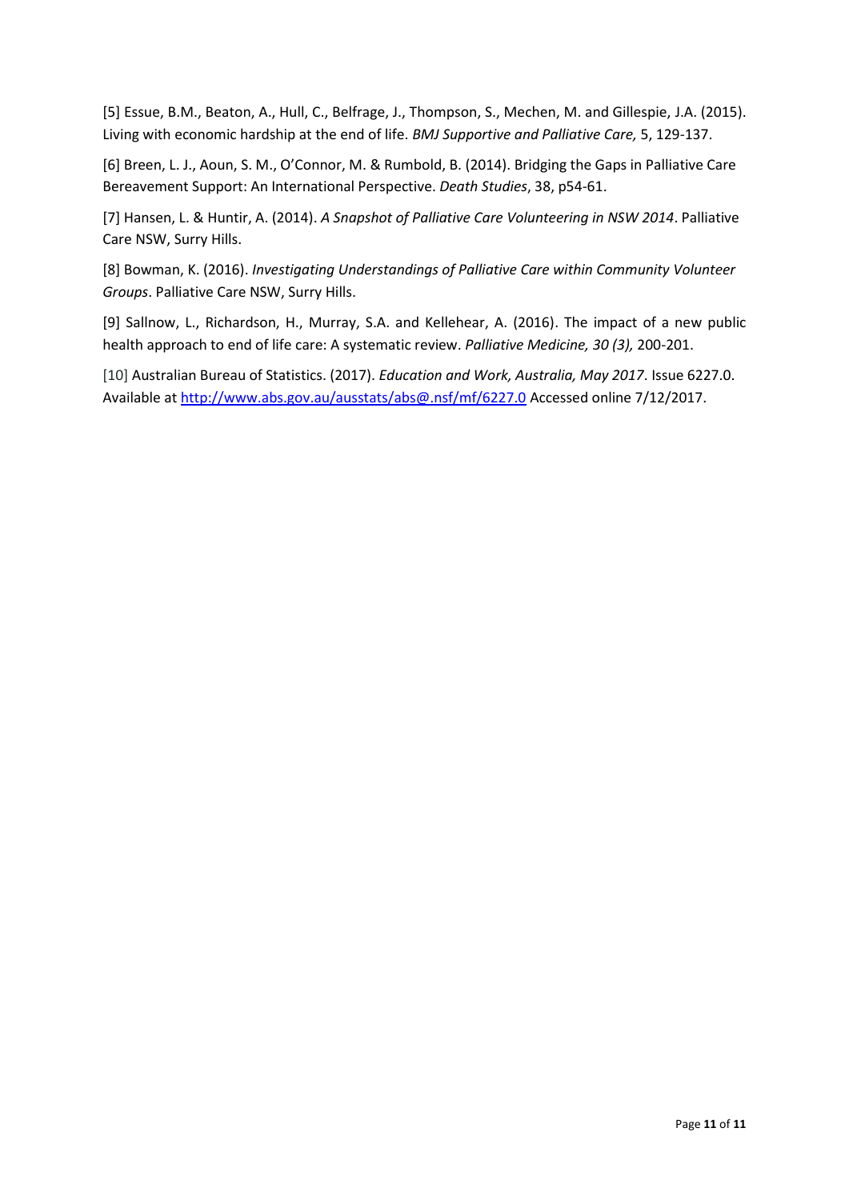[5] Essue, B.M., Beaton, A., Hull, C., Belfrage, J., Thompson, S., Mechen, M. and Gillespie, J.A. (2015). Living with economic hardship at the end of life. *BMJ Supportive and Palliative Care,* 5, 129-137.

[6] Breen, L. J., Aoun, S. M., O'Connor, M. & Rumbold, B. (2014). Bridging the Gaps in Palliative Care Bereavement Support: An International Perspective. *Death Studies*, 38, p54-61.

[7] Hansen, L. & Huntir, A. (2014). *A Snapshot of Palliative Care Volunteering in NSW 2014*. Palliative Care NSW, Surry Hills.

[8] Bowman, K. (2016). *Investigating Understandings of Palliative Care within Community Volunteer Groups*. Palliative Care NSW, Surry Hills.

[9] Sallnow, L., Richardson, H., Murray, S.A. and Kellehear, A. (2016). The impact of a new public health approach to end of life care: A systematic review. *Palliative Medicine, 30 (3),* 200-201.

[10] Australian Bureau of Statistics. (2017). *Education and Work, Australia, May 2017*. Issue 6227.0. Available at http://www.abs.gov.au/ausstats/abs@.nsf/mf/6227.0 Accessed online 7/12/2017.